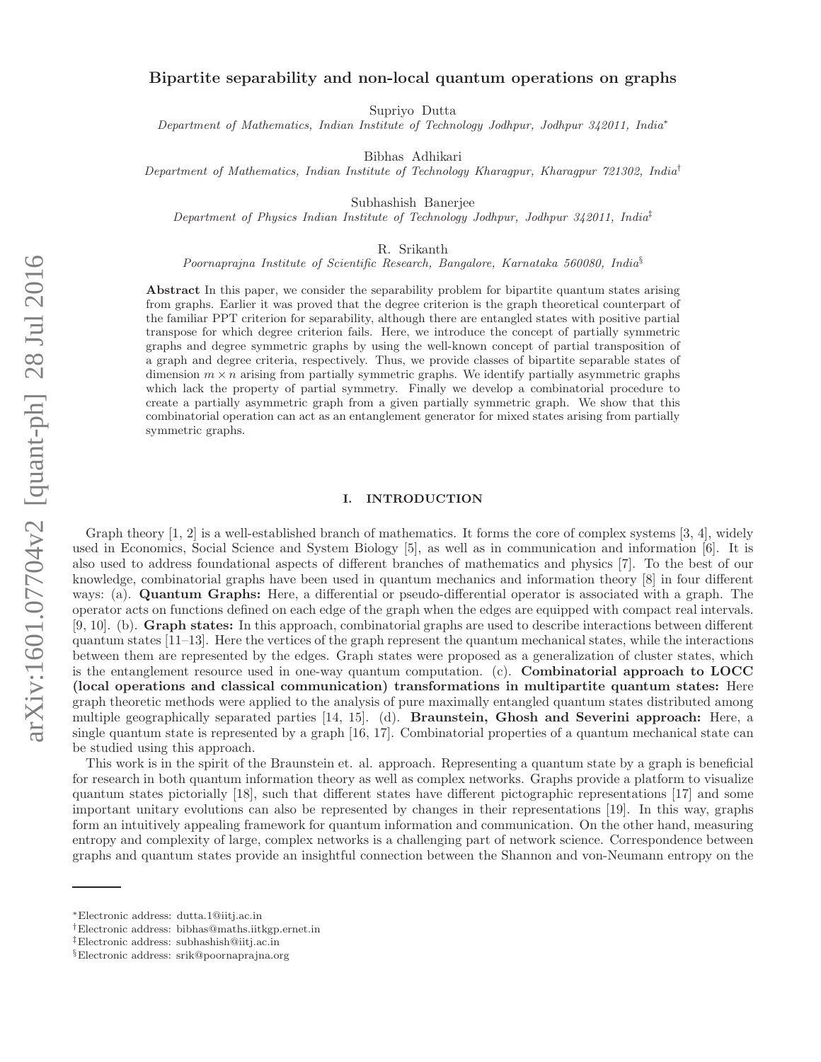# Bipartite separability and non-local quantum operations on graphs

Supriyo Dutta

*Department of Mathematics, Indian Institute of Technology Jodhpur, Jodhpur 342011, India*[*]

Bibhas Adhikari

*Department of Mathematics, Indian Institute of Technology Kharagpur, Kharagpur 721302, India*[†]

Subhashish Banerjee

*Department of Physics Indian Institute of Technology Jodhpur, Jodhpur 342011, India*[‡]

R. Srikanth

*Poornaprajna Institute of Scientific Research, Bangalore, Karnataka 560080, India*[§]

**Abstract** In this paper, we consider the separability problem for bipartite quantum states arising from graphs. Earlier it was proved that the degree criterion is the graph theoretical counterpart of the familiar PPT criterion for separability, although there are entangled states with positive partial transpose for which degree criterion fails. Here, we introduce the concept of partially symmetric graphs and degree symmetric graphs by using the well-known concept of partial transposition of a graph and degree criteria, respectively. Thus, we provide classes of bipartite separable states of dimension $m \times n$ arising from partially symmetric graphs. We identify partially asymmetric graphs which lack the property of partial symmetry. Finally we develop a combinatorial procedure to create a partially asymmetric graph from a given partially symmetric graph. We show that this combinatorial operation can act as an entanglement generator for mixed states arising from partially symmetric graphs.

## I. INTRODUCTION

Graph theory [1, 2] is a well-established branch of mathematics. It forms the core of complex systems [3, 4], widely used in Economics, Social Science and System Biology [5], as well as in communication and information [6]. It is also used to address foundational aspects of different branches of mathematics and physics [7]. To the best of our knowledge, combinatorial graphs have been used in quantum mechanics and information theory [8] in four different ways: (a). **Quantum Graphs:** Here, a differential or pseudo-differential operator is associated with a graph. The operator acts on functions defined on each edge of the graph when the edges are equipped with compact real intervals. [9, 10]. (b). **Graph states:** In this approach, combinatorial graphs are used to describe interactions between different quantum states [11–13]. Here the vertices of the graph represent the quantum mechanical states, while the interactions between them are represented by the edges. Graph states were proposed as a generalization of cluster states, which is the entanglement resource used in one-way quantum computation. (c). **Combinatorial approach to LOCC (local operations and classical communication) transformations in multipartite quantum states:** Here graph theoretic methods were applied to the analysis of pure maximally entangled quantum states distributed among multiple geographically separated parties [14, 15]. (d). **Braunstein, Ghosh and Severini approach:** Here, a single quantum state is represented by a graph [16, 17]. Combinatorial properties of a quantum mechanical state can be studied using this approach.

This work is in the spirit of the Braunstein et. al. approach. Representing a quantum state by a graph is beneficial for research in both quantum information theory as well as complex networks. Graphs provide a platform to visualize quantum states pictorially [18], such that different states have different pictographic representations [17] and some important unitary evolutions can also be represented by changes in their representations [19]. In this way, graphs form an intuitively appealing framework for quantum information and communication. On the other hand, measuring entropy and complexity of large, complex networks is a challenging part of network science. Correspondence between graphs and quantum states provide an insightful connection between the Shannon and von-Neumann entropy on the

[*]Electronic address: dutta.1@iitj.ac.in
[†]Electronic address: bibhas@maths.iitkgp.ernet.in
[‡]Electronic address: subhashish@iitj.ac.in
[§]Electronic address: srik@poornaprajna.org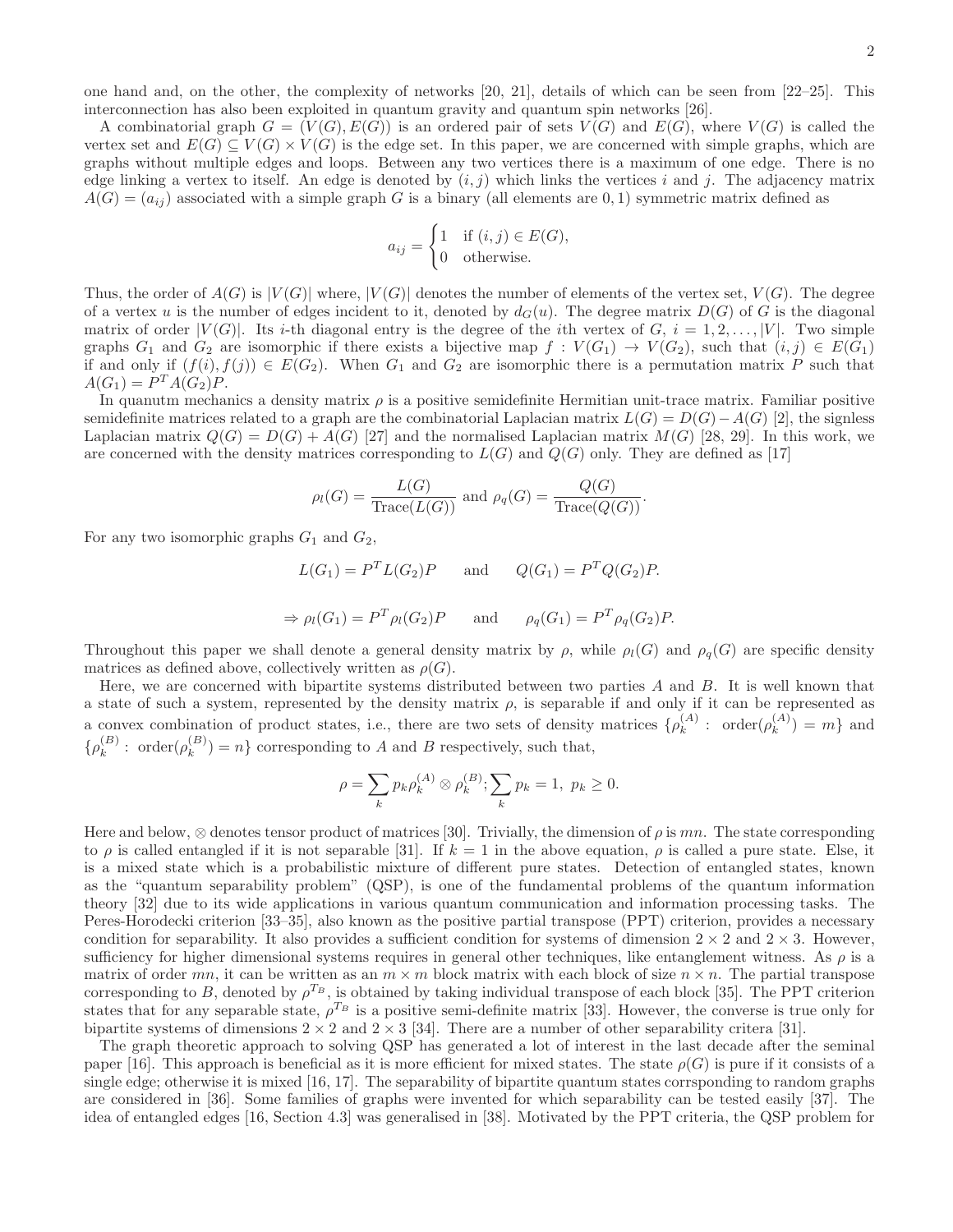one hand and, on the other, the complexity of networks [20, 21], details of which can be seen from [22–25]. This interconnection has also been exploited in quantum gravity and quantum spin networks [26].

A combinatorial graph $G = (V(G), E(G))$ is an ordered pair of sets $V(G)$ and $E(G)$, where $V(G)$ is called the vertex set and $E(G) \subseteq V(G) \times V(G)$ is the edge set. In this paper, we are concerned with simple graphs, which are graphs without multiple edges and loops. Between any two vertices there is a maximum of one edge. There is no edge linking a vertex to itself. An edge is denoted by $(i, j)$ which links the vertices $i$ and $j$. The adjacency matrix $A(G) = (a_{ij})$ associated with a simple graph $G$ is a binary (all elements are $0, 1$) symmetric matrix defined as

$$a_{ij} = \begin{cases} 1 & \text{if } (i,j) \in E(G), \\ 0 & \text{otherwise.} \end{cases}$$

Thus, the order of $A(G)$ is $|V(G)|$ where, $|V(G)|$ denotes the number of elements of the vertex set, $V(G)$. The degree of a vertex $u$ is the number of edges incident to it, denoted by $d_G(u)$. The degree matrix $D(G)$ of $G$ is the diagonal matrix of order $|V(G)|$. Its $i$-th diagonal entry is the degree of the $i$th vertex of $G$, $i = 1, 2, \dots, |V|$. Two simple graphs $G_1$ and $G_2$ are isomorphic if there exists a bijective map $f : V(G_1) \to V(G_2)$, such that $(i, j) \in E(G_1)$ if and only if $(f(i), f(j)) \in E(G_2)$. When $G_1$ and $G_2$ are isomorphic there is a permutation matrix $P$ such that $A(G_1) = P^T A(G_2)P$.

In quanutm mechanics a density matrix $\rho$ is a positive semidefinite Hermitian unit-trace matrix. Familiar positive semidefinite matrices related to a graph are the combinatorial Laplacian matrix $L(G) = D(G) - A(G)$ [2], the signless Laplacian matrix $Q(G) = D(G) + A(G)$ [27] and the normalised Laplacian matrix $M(G)$ [28, 29]. In this work, we are concerned with the density matrices corresponding to $L(G)$ and $Q(G)$ only. They are defined as [17]

$$\rho_l(G) = \frac{L(G)}{\text{Trace}(L(G))} \text{ and } \rho_q(G) = \frac{Q(G)}{\text{Trace}(Q(G))}.$$

For any two isomorphic graphs $G_1$ and $G_2$,

$$L(G_1) = P^T L(G_2)P \qquad \text{and} \qquad Q(G_1) = P^T Q(G_2)P.$$

$$\Rightarrow \rho_l(G_1) = P^T \rho_l(G_2)P \qquad \text{and} \qquad \rho_q(G_1) = P^T \rho_q(G_2)P.$$

Throughout this paper we shall denote a general density matrix by $\rho$, while $\rho_l(G)$ and $\rho_q(G)$ are specific density matrices as defined above, collectively written as $\rho(G)$.

Here, we are concerned with bipartite systems distributed between two parties $A$ and $B$. It is well known that a state of such a system, represented by the density matrix $\rho$, is separable if and only if it can be represented as a convex combination of product states, i.e., there are two sets of density matrices $\{\rho_k^{(A)} : \text{ order}(\rho_k^{(A)}) = m\}$ and $\{\rho_k^{(B)} : \text{ order}(\rho_k^{(B)}) = n\}$ corresponding to $A$ and $B$ respectively, such that,

$$\rho = \sum_k p_k \rho_k^{(A)} \otimes \rho_k^{(B)}; \sum_k p_k = 1, \; p_k \geq 0.$$

Here and below, $\otimes$ denotes tensor product of matrices [30]. Trivially, the dimension of $\rho$ is $mn$. The state corresponding to $\rho$ is called entangled if it is not separable [31]. If $k = 1$ in the above equation, $\rho$ is called a pure state. Else, it is a mixed state which is a probabilistic mixture of different pure states. Detection of entangled states, known as the "quantum separability problem" (QSP), is one of the fundamental problems of the quantum information theory [32] due to its wide applications in various quantum communication and information processing tasks. The Peres-Horodecki criterion [33–35], also known as the positive partial transpose (PPT) criterion, provides a necessary condition for separability. It also provides a sufficient condition for systems of dimension $2 \times 2$ and $2 \times 3$. However, sufficiency for higher dimensional systems requires in general other techniques, like entanglement witness. As $\rho$ is a matrix of order $mn$, it can be written as an $m \times m$ block matrix with each block of size $n \times n$. The partial transpose corresponding to $B$, denoted by $\rho^{T_B}$, is obtained by taking individual transpose of each block [35]. The PPT criterion states that for any separable state, $\rho^{T_B}$ is a positive semi-definite matrix [33]. However, the converse is true only for bipartite systems of dimensions $2 \times 2$ and $2 \times 3$ [34]. There are a number of other separability critera [31].

The graph theoretic approach to solving QSP has generated a lot of interest in the last decade after the seminal paper [16]. This approach is beneficial as it is more efficient for mixed states. The state $\rho(G)$ is pure if it consists of a single edge; otherwise it is mixed [16, 17]. The separability of bipartite quantum states corrsponding to random graphs are considered in [36]. Some families of graphs were invented for which separability can be tested easily [37]. The idea of entangled edges [16, Section 4.3] was generalised in [38]. Motivated by the PPT criteria, the QSP problem for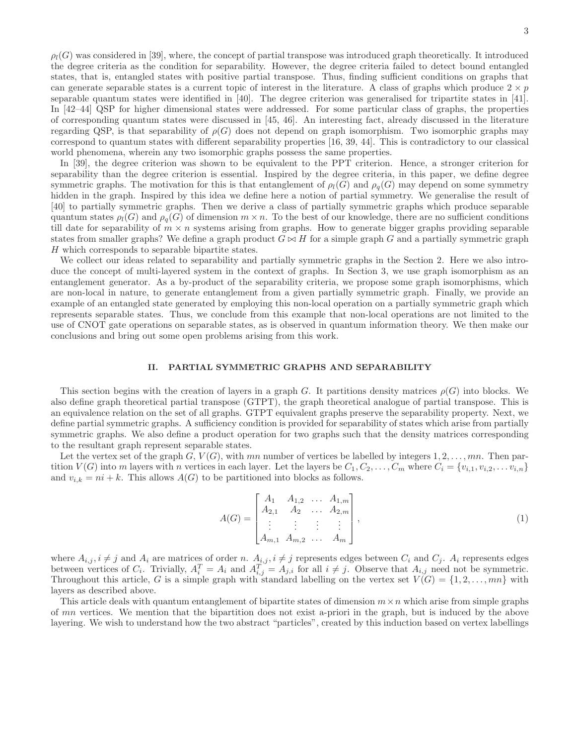$\rho_l(G)$ was considered in [39], where, the concept of partial transpose was introduced graph theoretically. It introduced the degree criteria as the condition for separability. However, the degree criteria failed to detect bound entangled states, that is, entangled states with positive partial transpose. Thus, finding sufficient conditions on graphs that can generate separable states is a current topic of interest in the literature. A class of graphs which produce $2 \times p$ separable quantum states were identified in [40]. The degree criterion was generalised for tripartite states in [41]. In [42–44] QSP for higher dimensional states were addressed. For some particular class of graphs, the properties of corresponding quantum states were discussed in [45, 46]. An interesting fact, already discussed in the literature regarding QSP, is that separability of $\rho(G)$ does not depend on graph isomorphism. Two isomorphic graphs may correspond to quantum states with different separability properties [16, 39, 44]. This is contradictory to our classical world phenomena, wherein any two isomorphic graphs possess the same properties.

In [39], the degree criterion was shown to be equivalent to the PPT criterion. Hence, a stronger criterion for separability than the degree criterion is essential. Inspired by the degree criteria, in this paper, we define degree symmetric graphs. The motivation for this is that entanglement of $\rho_l(G)$ and $\rho_q(G)$ may depend on some symmetry hidden in the graph. Inspired by this idea we define here a notion of partial symmetry. We generalise the result of [40] to partially symmetric graphs. Then we derive a class of partially symmetric graphs which produce separable quantum states $\rho_l(G)$ and $\rho_q(G)$ of dimension $m \times n$. To the best of our knowledge, there are no sufficient conditions till date for separability of $m \times n$ systems arising from graphs. How to generate bigger graphs providing separable states from smaller graphs? We define a graph product $G \bowtie H$ for a simple graph $G$ and a partially symmetric graph $H$ which corresponds to separable bipartite states.

We collect our ideas related to separability and partially symmetric graphs in the Section 2. Here we also introduce the concept of multi-layered system in the context of graphs. In Section 3, we use graph isomorphism as an entanglement generator. As a by-product of the separability criteria, we propose some graph isomorphisms, which are non-local in nature, to generate entanglement from a given partially symmetric graph. Finally, we provide an example of an entangled state generated by employing this non-local operation on a partially symmetric graph which represents separable states. Thus, we conclude from this example that non-local operations are not limited to the use of CNOT gate operations on separable states, as is observed in quantum information theory. We then make our conclusions and bring out some open problems arising from this work.

## II. PARTIAL SYMMETRIC GRAPHS AND SEPARABILITY

This section begins with the creation of layers in a graph $G$. It partitions density matrices $\rho(G)$ into blocks. We also define graph theoretical partial transpose (GTPT), the graph theoretical analogue of partial transpose. This is an equivalence relation on the set of all graphs. GTPT equivalent graphs preserve the separability property. Next, we define partial symmetric graphs. A sufficiency condition is provided for separability of states which arise from partially symmetric graphs. We also define a product operation for two graphs such that the density matrices corresponding to the resultant graph represent separable states.

Let the vertex set of the graph $G$, $V(G)$, with $mn$ number of vertices be labelled by integers $1, 2, \dots, mn$. Then partition $V(G)$ into $m$ layers with $n$ vertices in each layer. Let the layers be $C_1, C_2, \dots, C_m$ where $C_i = \{v_{i,1}, v_{i,2}, \dots v_{i,n}\}$ and $v_{i,k} = ni + k$. This allows $A(G)$ to be partitioned into blocks as follows.

$$A(G) = \begin{bmatrix} A_1 & A_{1,2} & \dots & A_{1,m} \\ A_{2,1} & A_2 & \dots & A_{2,m} \\ \vdots & \vdots & \vdots & \vdots \\ A_{m,1} & A_{m,2} & \dots & A_m \end{bmatrix}, \tag{1}$$

where $A_{i,j}, i \neq j$ and $A_i$ are matrices of order $n$. $A_{i,j}, i \neq j$ represents edges between $C_i$ and $C_j$. $A_i$ represents edges between vertices of $C_i$. Trivially, $A_i^T = A_i$ and $A_{i,j}^T = A_{j,i}$ for all $i \neq j$. Observe that $A_{i,j}$ need not be symmetric. Throughout this article, $G$ is a simple graph with standard labelling on the vertex set $V(G) = \{1, 2, \dots, mn\}$ with layers as described above.

This article deals with quantum entanglement of bipartite states of dimension $m \times n$ which arise from simple graphs of $mn$ vertices. We mention that the bipartition does not exist a-priori in the graph, but is induced by the above layering. We wish to understand how the two abstract "particles", created by this induction based on vertex labellings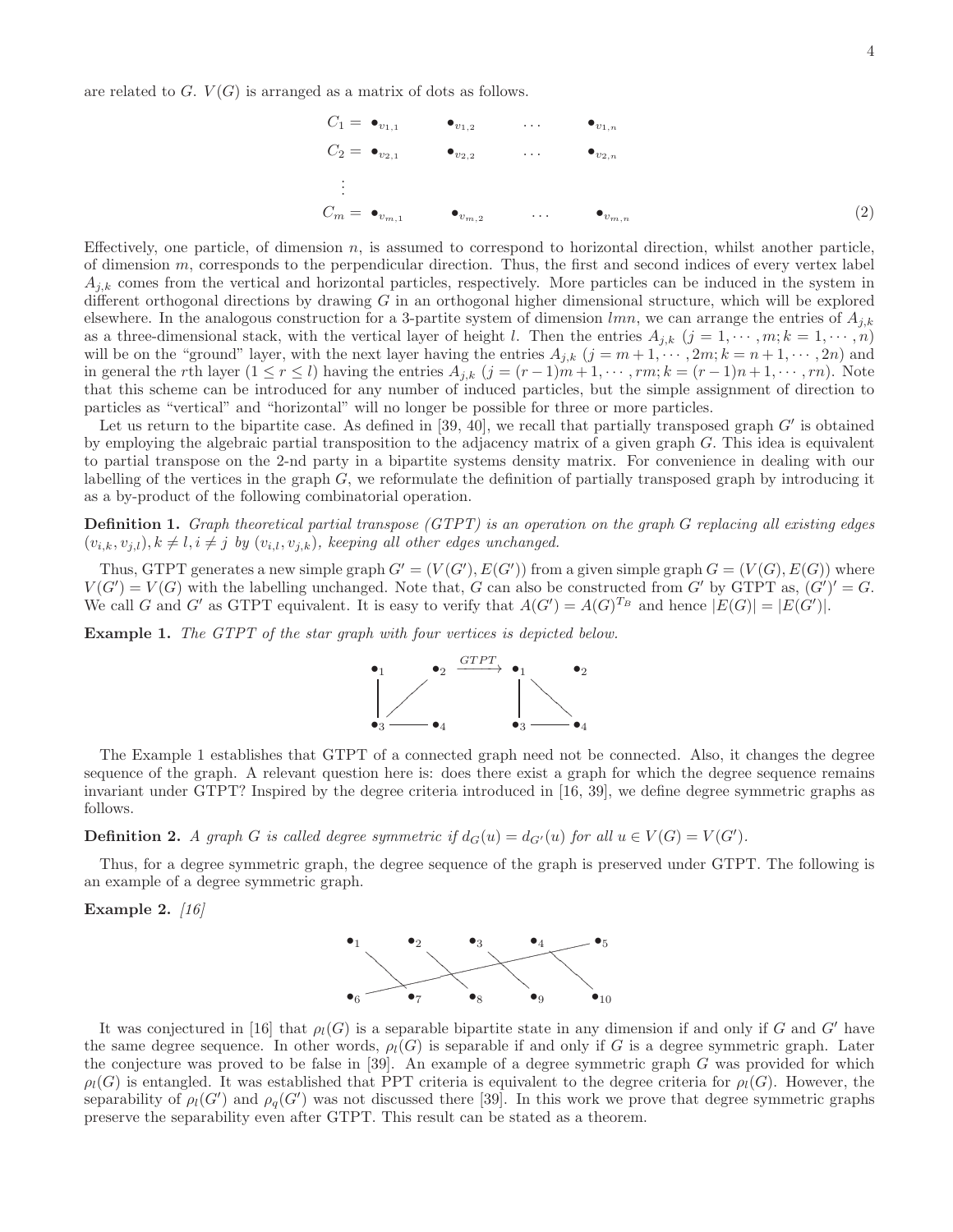are related to $G$. $V(G)$ is arranged as a matrix of dots as follows.

$$
\begin{aligned}
C_1 &= \bullet_{v_{1,1}} \quad \bullet_{v_{1,2}} \quad \cdots \quad \bullet_{v_{1,n}} \\
C_2 &= \bullet_{v_{2,1}} \quad \bullet_{v_{2,2}} \quad \cdots \quad \bullet_{v_{2,n}} \\
&\vdots \\
C_m &= \bullet_{v_{m,1}} \quad \bullet_{v_{m,2}} \quad \cdots \quad \bullet_{v_{m,n}}
\end{aligned} \tag{2}
$$

Effectively, one particle, of dimension $n$, is assumed to correspond to horizontal direction, whilst another particle, of dimension $m$, corresponds to the perpendicular direction. Thus, the first and second indices of every vertex label $A_{j,k}$ comes from the vertical and horizontal particles, respectively. More particles can be induced in the system in different orthogonal directions by drawing $G$ in an orthogonal higher dimensional structure, which will be explored elsewhere. In the analogous construction for a 3-partite system of dimension $lmn$, we can arrange the entries of $A_{j,k}$ as a three-dimensional stack, with the vertical layer of height $l$. Then the entries $A_{j,k}$ $(j = 1, \cdots, m; k = 1, \cdots, n)$ will be on the "ground" layer, with the next layer having the entries $A_{j,k}$ $(j = m+1, \cdots, 2m; k = n+1, \cdots, 2n)$ and in general the $r$th layer $(1 \leq r \leq l)$ having the entries $A_{j,k}$ $(j = (r-1)m+1, \cdots, rm; k = (r-1)n+1, \cdots, rn)$. Note that this scheme can be introduced for any number of induced particles, but the simple assignment of direction to particles as "vertical" and "horizontal" will no longer be possible for three or more particles.

Let us return to the bipartite case. As defined in [39, 40], we recall that partially transposed graph $G'$ is obtained by employing the algebraic partial transposition to the adjacency matrix of a given graph $G$. This idea is equivalent to partial transpose on the 2-nd party in a bipartite systems density matrix. For convenience in dealing with our labelling of the vertices in the graph $G$, we reformulate the definition of partially transposed graph by introducing it as a by-product of the following combinatorial operation.

**Definition 1.** *Graph theoretical partial transpose (GTPT) is an operation on the graph $G$ replacing all existing edges $(v_{i,k}, v_{j,l}), k \neq l, i \neq j$ by $(v_{i,l}, v_{j,k})$, keeping all other edges unchanged.*

Thus, GTPT generates a new simple graph $G' = (V(G'), E(G'))$ from a given simple graph $G = (V(G), E(G))$ where $V(G') = V(G)$ with the labelling unchanged. Note that, $G$ can also be constructed from $G'$ by GTPT as, $(G')' = G$. We call $G$ and $G'$ as GTPT equivalent. It is easy to verify that $A(G') = A(G)^{T_B}$ and hence $|E(G)| = |E(G')|$.

**Example 1.** *The GTPT of the star graph with four vertices is depicted below.*

The Example 1 establishes that GTPT of a connected graph need not be connected. Also, it changes the degree sequence of the graph. A relevant question here is: does there exist a graph for which the degree sequence remains invariant under GTPT? Inspired by the degree criteria introduced in [16, 39], we define degree symmetric graphs as follows.

**Definition 2.** *A graph $G$ is called degree symmetric if $d_G(u) = d_{G'}(u)$ for all $u \in V(G) = V(G')$.*

Thus, for a degree symmetric graph, the degree sequence of the graph is preserved under GTPT. The following is an example of a degree symmetric graph.

**Example 2.** *[16]*

It was conjectured in [16] that $\rho_l(G)$ is a separable bipartite state in any dimension if and only if $G$ and $G'$ have the same degree sequence. In other words, $\rho_l(G)$ is separable if and only if $G$ is a degree symmetric graph. Later the conjecture was proved to be false in [39]. An example of a degree symmetric graph $G$ was provided for which $\rho_l(G)$ is entangled. It was established that PPT criteria is equivalent to the degree criteria for $\rho_l(G)$. However, the separability of $\rho_l(G')$ and $\rho_q(G')$ was not discussed there [39]. In this work we prove that degree symmetric graphs preserve the separability even after GTPT. This result can be stated as a theorem.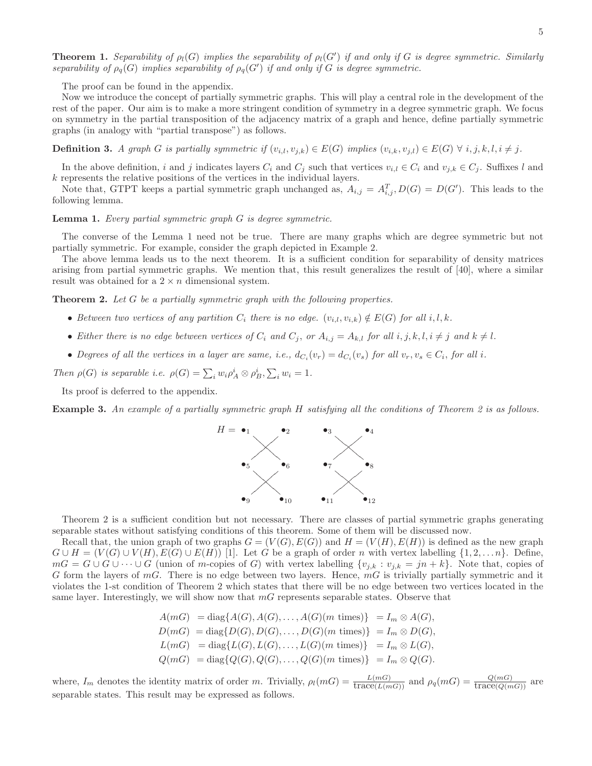**Theorem 1.** *Separability of $\rho_l(G)$ implies the separability of $\rho_l(G')$ if and only if $G$ is degree symmetric. Similarly separability of $\rho_q(G)$ implies separability of $\rho_q(G')$ if and only if $G$ is degree symmetric.*

The proof can be found in the appendix.

Now we introduce the concept of partially symmetric graphs. This will play a central role in the development of the rest of the paper. Our aim is to make a more stringent condition of symmetry in a degree symmetric graph. We focus on symmetry in the partial transposition of the adjacency matrix of a graph and hence, define partially symmetric graphs (in analogy with "partial transpose") as follows.

**Definition 3.** *A graph $G$ is partially symmetric if $(v_{i,l}, v_{j,k}) \in E(G)$ implies $(v_{i,k}, v_{j,l}) \in E(G)$ $\forall$ $i, j, k, l, i \neq j$.*

In the above definition, $i$ and $j$ indicates layers $C_i$ and $C_j$ such that vertices $v_{i,l} \in C_i$ and $v_{j,k} \in C_j$. Suffixes $l$ and $k$ represents the relative positions of the vertices in the individual layers.

Note that, GTPT keeps a partial symmetric graph unchanged as, $A_{i,j} = A_{i,j}^T, D(G) = D(G')$. This leads to the following lemma.

**Lemma 1.** *Every partial symmetric graph $G$ is degree symmetric.*

The converse of the Lemma 1 need not be true. There are many graphs which are degree symmetric but not partially symmetric. For example, consider the graph depicted in Example 2.

The above lemma leads us to the next theorem. It is a sufficient condition for separability of density matrices arising from partial symmetric graphs. We mention that, this result generalizes the result of [40], where a similar result was obtained for a $2 \times n$ dimensional system.

**Theorem 2.** *Let $G$ be a partially symmetric graph with the following properties.*

- *Between two vertices of any partition $C_i$ there is no edge. $(v_{i,l}, v_{i,k}) \notin E(G)$ for all $i, l, k$.*
- *Either there is no edge between vertices of $C_i$ and $C_j$, or $A_{i,j} = A_{k,l}$ for all $i, j, k, l, i \neq j$ and $k \neq l$.*
- *Degrees of all the vertices in a layer are same, i.e., $d_{C_i}(v_r) = d_{C_i}(v_s)$ for all $v_r, v_s \in C_i$, for all $i$.*

*Then $\rho(G)$ is separable i.e. $\rho(G) = \sum_i w_i \rho_A^i \otimes \rho_B^i, \sum_i w_i = 1$.*

Its proof is deferred to the appendix.

**Example 3.** *An example of a partially symmetric graph $H$ satisfying all the conditions of Theorem 2 is as follows.*

$H =$ (graph on vertices 1–12: edges 1–6, 2–5, 3–8, 4–7, 5–10, 6–9, 7–12, 8–11)

Theorem 2 is a sufficient condition but not necessary. There are classes of partial symmetric graphs generating separable states without satisfying conditions of this theorem. Some of them will be discussed now.

Recall that, the union graph of two graphs $G = (V(G), E(G))$ and $H = (V(H), E(H))$ is defined as the new graph $G \cup H = (V(G) \cup V(H), E(G) \cup E(H))$ [1]. Let $G$ be a graph of order $n$ with vertex labelling $\{1, 2, \dots n\}$. Define, $mG = G \cup G \cup \dots \cup G$ (union of $m$-copies of $G$) with vertex labelling $\{v_{j,k} : v_{j,k} = jn + k\}$. Note that, copies of $G$ form the layers of $mG$. There is no edge between two layers. Hence, $mG$ is trivially partially symmetric and it violates the 1-st condition of Theorem 2 which states that there will be no edge between two vertices located in the same layer. Interestingly, we will show now that $mG$ represents separable states. Observe that

$$
\begin{aligned}
A(mG) &= \text{diag}\{A(G), A(G), \dots, A(G)(m \text{ times})\} &= I_m \otimes A(G), \\
D(mG) &= \text{diag}\{D(G), D(G), \dots, D(G)(m \text{ times})\} &= I_m \otimes D(G), \\
L(mG) &= \text{diag}\{L(G), L(G), \dots, L(G)(m \text{ times})\} &= I_m \otimes L(G), \\
Q(mG) &= \text{diag}\{Q(G), Q(G), \dots, Q(G)(m \text{ times})\} &= I_m \otimes Q(G).
\end{aligned}
$$

where, $I_m$ denotes the identity matrix of order $m$. Trivially, $\rho_l(mG) = \frac{L(mG)}{\text{trace}(L(mG))}$ and $\rho_q(mG) = \frac{Q(mG)}{\text{trace}(Q(mG))}$ are separable states. This result may be expressed as follows.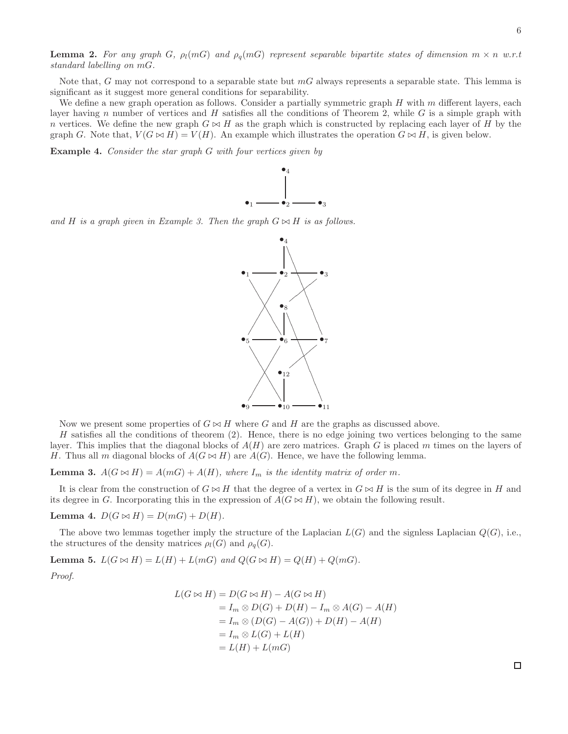**Lemma 2.** *For any graph $G$, $\rho_l(mG)$ and $\rho_q(mG)$ represent separable bipartite states of dimension $m \times n$ w.r.t standard labelling on $mG$.*

Note that, $G$ may not correspond to a separable state but $mG$ always represents a separable state. This lemma is significant as it suggest more general conditions for separability.

We define a new graph operation as follows. Consider a partially symmetric graph $H$ with $m$ different layers, each layer having $n$ number of vertices and $H$ satisfies all the conditions of Theorem 2, while $G$ is a simple graph with $n$ vertices. We define the new graph $G \bowtie H$ as the graph which is constructed by replacing each layer of $H$ by the graph $G$. Note that, $V(G \bowtie H) = V(H)$. An example which illustrates the operation $G \bowtie H$, is given below.

**Example 4.** *Consider the star graph $G$ with four vertices given by*

*and $H$ is a graph given in Example 3. Then the graph $G \bowtie H$ is as follows.*

Now we present some properties of $G \bowtie H$ where $G$ and $H$ are the graphs as discussed above.

$H$ satisfies all the conditions of theorem (2). Hence, there is no edge joining two vertices belonging to the same layer. This implies that the diagonal blocks of $A(H)$ are zero matrices. Graph $G$ is placed $m$ times on the layers of $H$. Thus all $m$ diagonal blocks of $A(G \bowtie H)$ are $A(G)$. Hence, we have the following lemma.

**Lemma 3.** *$A(G \bowtie H) = A(mG) + A(H)$, where $I_m$ is the identity matrix of order $m$.*

It is clear from the construction of $G \bowtie H$ that the degree of a vertex in $G \bowtie H$ is the sum of its degree in $H$ and its degree in $G$. Incorporating this in the expression of $A(G \bowtie H)$, we obtain the following result.

**Lemma 4.** *$D(G \bowtie H) = D(mG) + D(H)$.*

The above two lemmas together imply the structure of the Laplacian $L(G)$ and the signless Laplacian $Q(G)$, i.e., the structures of the density matrices $\rho_l(G)$ and $\rho_q(G)$.

**Lemma 5.** *$L(G \bowtie H) = L(H) + L(mG)$ and $Q(G \bowtie H) = Q(H) + Q(mG)$.*

*Proof.*

$$
\begin{aligned}
L(G \bowtie H) &= D(G \bowtie H) - A(G \bowtie H) \\
&= I_m \otimes D(G) + D(H) - I_m \otimes A(G) - A(H) \\
&= I_m \otimes (D(G) - A(G)) + D(H) - A(H) \\
&= I_m \otimes L(G) + L(H) \\
&= L(H) + L(mG)
\end{aligned}
$$

□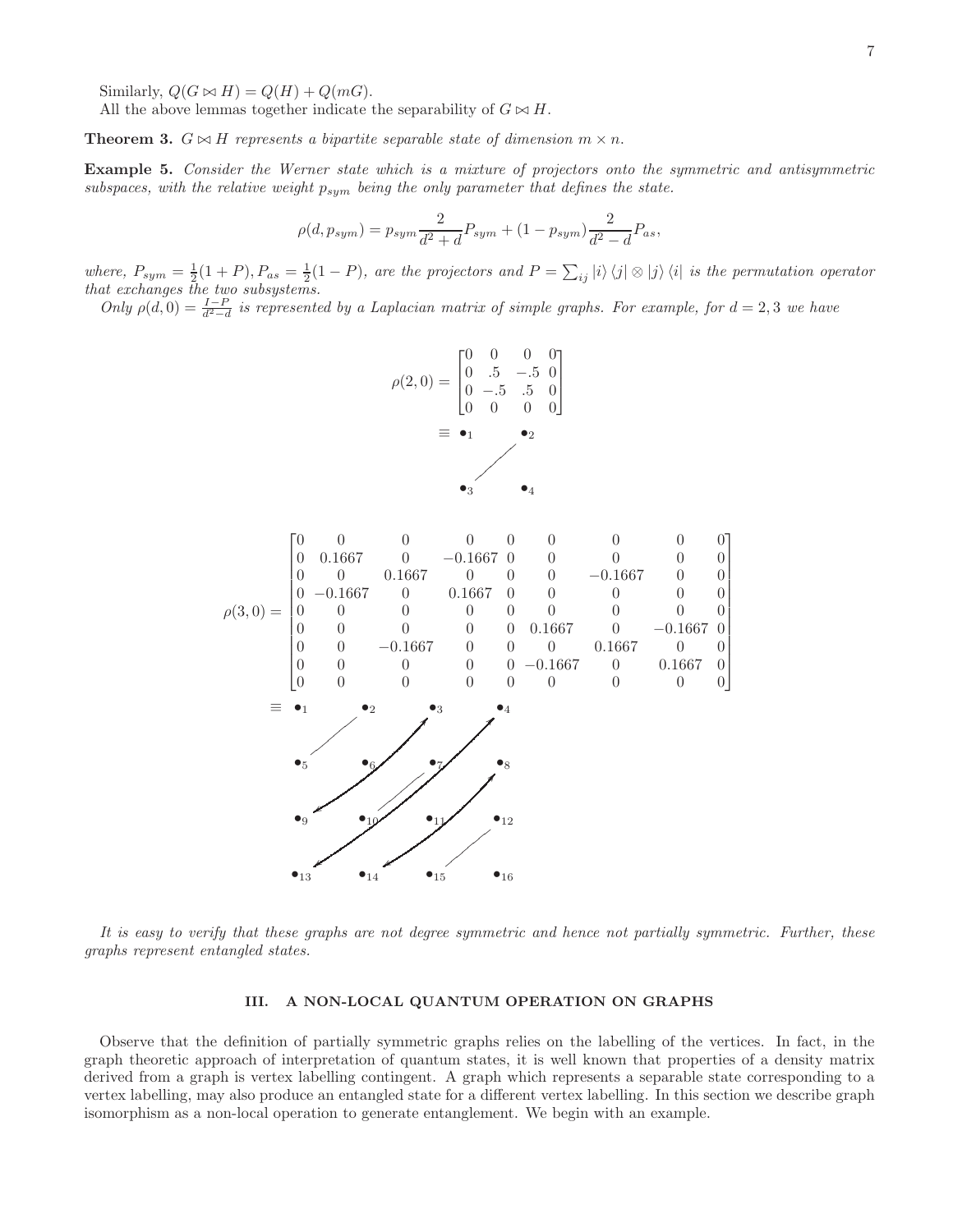Similarly, $Q(G \bowtie H) = Q(H) + Q(mG)$.

All the above lemmas together indicate the separability of $G \bowtie H$.

**Theorem 3.** *$G \bowtie H$ represents a bipartite separable state of dimension $m \times n$.*

**Example 5.** *Consider the Werner state which is a mixture of projectors onto the symmetric and antisymmetric subspaces, with the relative weight $p_{sym}$ being the only parameter that defines the state.*

$$\rho(d, p_{sym}) = p_{sym}\frac{2}{d^2+d}P_{sym} + (1-p_{sym})\frac{2}{d^2-d}P_{as},$$

*where, $P_{sym} = \frac{1}{2}(1+P), P_{as} = \frac{1}{2}(1-P)$, are the projectors and $P = \sum_{ij} |i\rangle\langle j| \otimes |j\rangle\langle i|$ is the permutation operator that exchanges the two subsystems.*

*Only $\rho(d,0) = \frac{I-P}{d^2-d}$ is represented by a Laplacian matrix of simple graphs. For example, for $d = 2, 3$ we have*

$$\rho(2,0) = \begin{bmatrix} 0 & 0 & 0 & 0 \\ 0 & .5 & -.5 & 0 \\ 0 & -.5 & .5 & 0 \\ 0 & 0 & 0 & 0 \end{bmatrix}$$

$$\rho(3,0) = \begin{bmatrix} 0 & 0 & 0 & 0 & 0 & 0 & 0 & 0 & 0 \\ 0 & 0.1667 & 0 & -0.1667 & 0 & 0 & 0 & 0 & 0 \\ 0 & 0 & 0.1667 & 0 & 0 & 0 & -0.1667 & 0 & 0 \\ 0 & -0.1667 & 0 & 0.1667 & 0 & 0 & 0 & 0 & 0 \\ 0 & 0 & 0 & 0 & 0 & 0 & 0 & 0 & 0 \\ 0 & 0 & 0 & 0 & 0 & 0.1667 & 0 & -0.1667 & 0 \\ 0 & 0 & -0.1667 & 0 & 0 & 0 & 0.1667 & 0 & 0 \\ 0 & 0 & 0 & 0 & 0 & -0.1667 & 0 & 0.1667 & 0 \\ 0 & 0 & 0 & 0 & 0 & 0 & 0 & 0 & 0 \end{bmatrix}$$

*It is easy to verify that these graphs are not degree symmetric and hence not partially symmetric. Further, these graphs represent entangled states.*

## III. A NON-LOCAL QUANTUM OPERATION ON GRAPHS

Observe that the definition of partially symmetric graphs relies on the labelling of the vertices. In fact, in the graph theoretic approach of interpretation of quantum states, it is well known that properties of a density matrix derived from a graph is vertex labelling contingent. A graph which represents a separable state corresponding to a vertex labelling, may also produce an entangled state for a different vertex labelling. In this section we describe graph isomorphism as a non-local operation to generate entanglement. We begin with an example.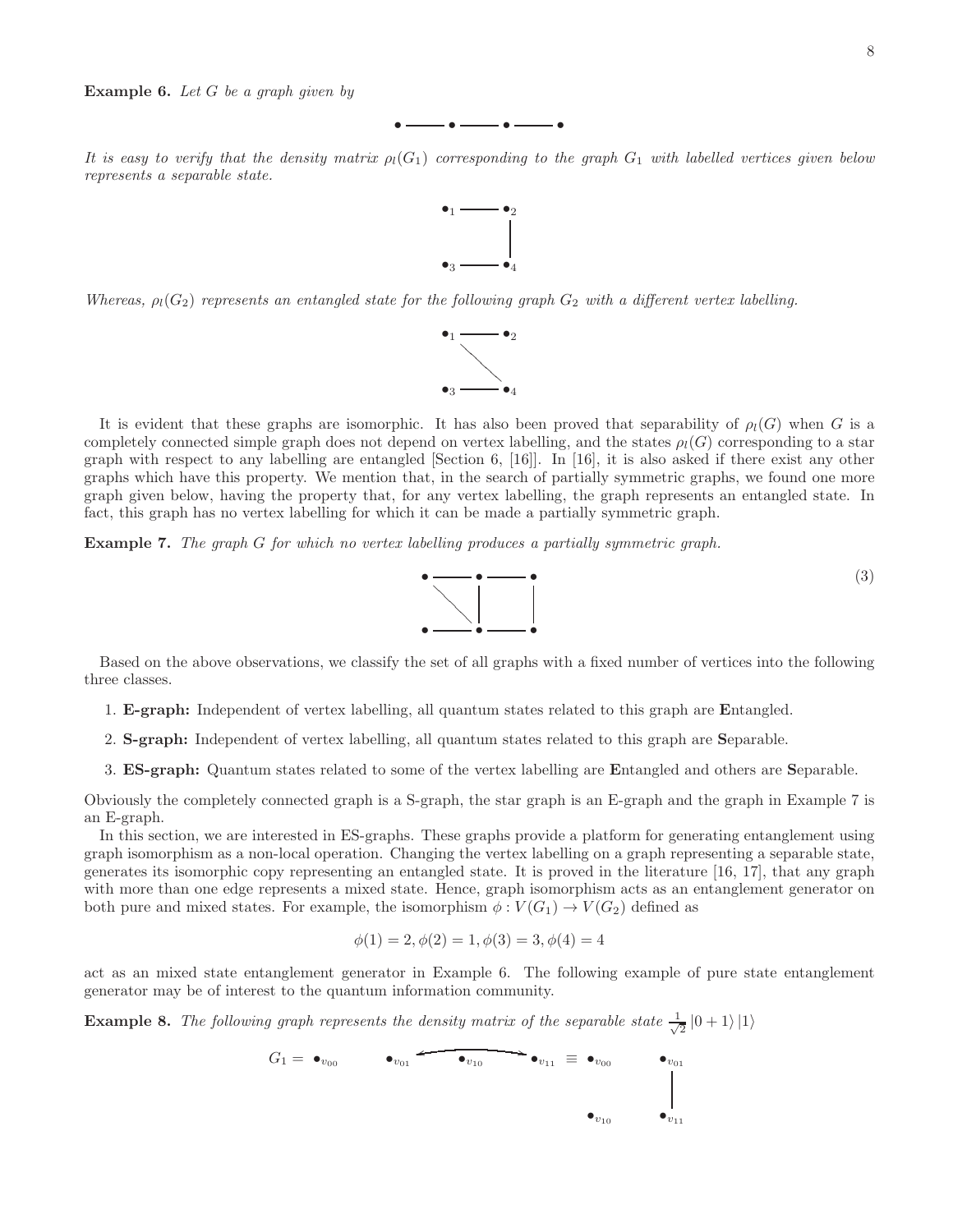**Example 6.** *Let $G$ be a graph given by*

*It is easy to verify that the density matrix $\rho_l(G_1)$ corresponding to the graph $G_1$ with labelled vertices given below represents a separable state.*

*Whereas, $\rho_l(G_2)$ represents an entangled state for the following graph $G_2$ with a different vertex labelling.*

It is evident that these graphs are isomorphic. It has also been proved that separability of $\rho_l(G)$ when $G$ is a completely connected simple graph does not depend on vertex labelling, and the states $\rho_l(G)$ corresponding to a star graph with respect to any labelling are entangled [Section 6, [16]]. In [16], it is also asked if there exist any other graphs which have this property. We mention that, in the search of partially symmetric graphs, we found one more graph given below, having the property that, for any vertex labelling, the graph represents an entangled state. In fact, this graph has no vertex labelling for which it can be made a partially symmetric graph.

**Example 7.** *The graph $G$ for which no vertex labelling produces a partially symmetric graph.*

(3)

Based on the above observations, we classify the set of all graphs with a fixed number of vertices into the following three classes.

1. **E-graph:** Independent of vertex labelling, all quantum states related to this graph are **E**ntangled.
2. **S-graph:** Independent of vertex labelling, all quantum states related to this graph are **S**eparable.
3. **ES-graph:** Quantum states related to some of the vertex labelling are **E**ntangled and others are **S**eparable.

Obviously the completely connected graph is a S-graph, the star graph is an E-graph and the graph in Example 7 is an E-graph.

In this section, we are interested in ES-graphs. These graphs provide a platform for generating entanglement using graph isomorphism as a non-local operation. Changing the vertex labelling on a graph representing a separable state, generates its isomorphic copy representing an entangled state. It is proved in the literature [16, 17], that any graph with more than one edge represents a mixed state. Hence, graph isomorphism acts as an entanglement generator on both pure and mixed states. For example, the isomorphism $\phi : V(G_1) \to V(G_2)$ defined as

$$\phi(1) = 2, \phi(2) = 1, \phi(3) = 3, \phi(4) = 4$$

act as an mixed state entanglement generator in Example 6. The following example of pure state entanglement generator may be of interest to the quantum information community.

**Example 8.** *The following graph represents the density matrix of the separable state $\frac{1}{\sqrt{2}}|0+1\rangle|1\rangle$*

$G_1 = \bullet_{v_{00}} \quad \bullet_{v_{01}} \quad \bullet_{v_{10}} \quad \bullet_{v_{11}} \equiv \bullet_{v_{00}} \quad \bullet_{v_{01}} \quad \bullet_{v_{10}} \quad \bullet_{v_{11}}$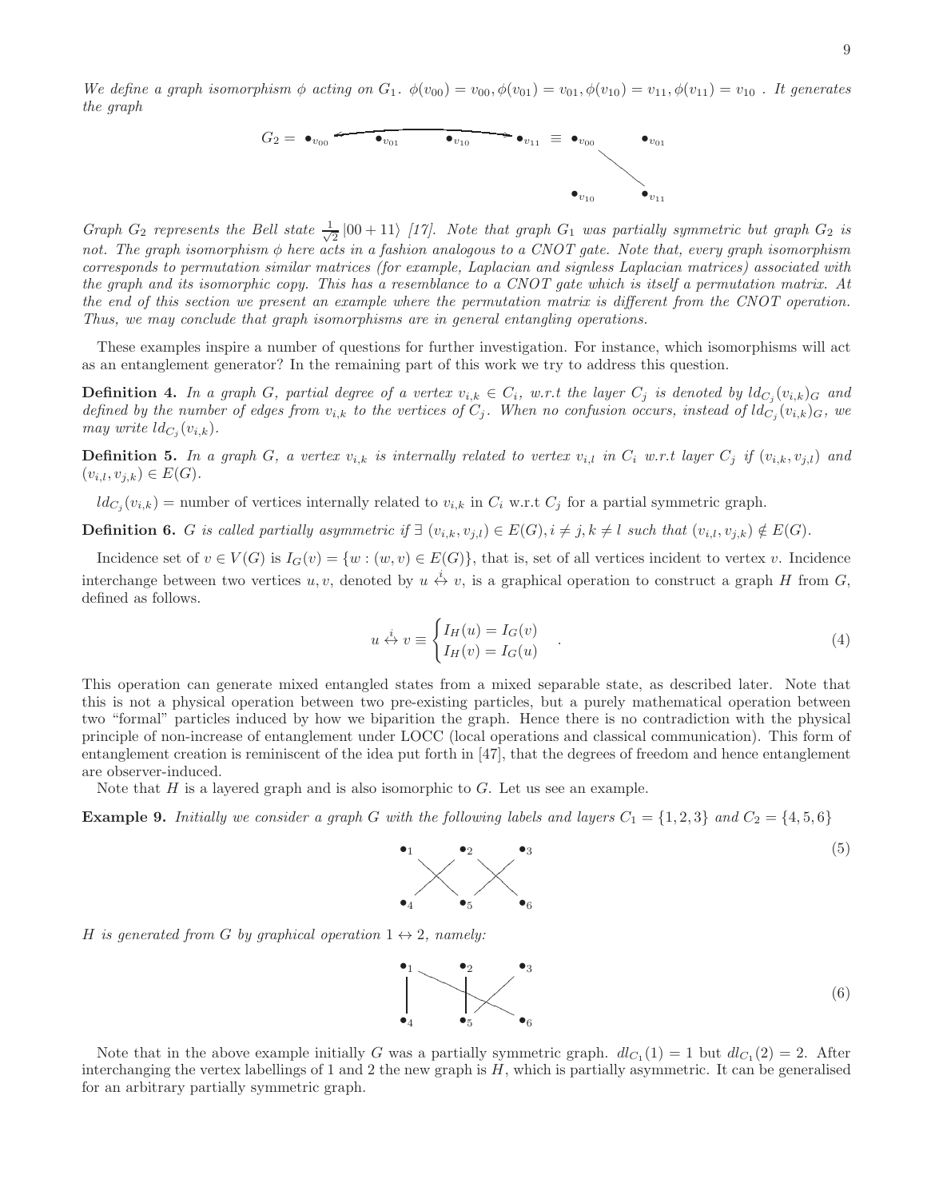*We define a graph isomorphism $\phi$ acting on $G_1$. $\phi(v_{00}) = v_{00}, \phi(v_{01}) = v_{01}, \phi(v_{10}) = v_{11}, \phi(v_{11}) = v_{10}$ . It generates the graph*

$$G_2 = \bullet_{v_{00}} \quad \bullet_{v_{01}} \quad \bullet_{v_{10}} \quad \bullet_{v_{11}} \equiv \begin{matrix} \bullet_{v_{00}} & \bullet_{v_{01}} \\ \bullet_{v_{10}} & \bullet_{v_{11}} \end{matrix}$$

*Graph $G_2$ represents the Bell state $\frac{1}{\sqrt{2}}|00 + 11\rangle$ [17]. Note that graph $G_1$ was partially symmetric but graph $G_2$ is not. The graph isomorphism $\phi$ here acts in a fashion analogous to a CNOT gate. Note that, every graph isomorphism corresponds to permutation similar matrices (for example, Laplacian and signless Laplacian matrices) associated with the graph and its isomorphic copy. This has a resemblance to a CNOT gate which is itself a permutation matrix. At the end of this section we present an example where the permutation matrix is different from the CNOT operation. Thus, we may conclude that graph isomorphisms are in general entangling operations.*

These examples inspire a number of questions for further investigation. For instance, which isomorphisms will act as an entanglement generator? In the remaining part of this work we try to address this question.

**Definition 4.** *In a graph $G$, partial degree of a vertex $v_{i,k} \in C_i$, w.r.t the layer $C_j$ is denoted by $ld_{C_j}(v_{i,k})_G$ and defined by the number of edges from $v_{i,k}$ to the vertices of $C_j$. When no confusion occurs, instead of $ld_{C_j}(v_{i,k})_G$, we may write $ld_{C_j}(v_{i,k})$.*

**Definition 5.** *In a graph $G$, a vertex $v_{i,k}$ is internally related to vertex $v_{i,l}$ in $C_i$ w.r.t layer $C_j$ if $(v_{i,k}, v_{j,l})$ and $(v_{i,l}, v_{j,k}) \in E(G)$.*

$ld_{C_j}(v_{i,k}) =$ number of vertices internally related to $v_{i,k}$ in $C_i$ w.r.t $C_j$ for a partial symmetric graph.

**Definition 6.** *$G$ is called partially asymmetric if $\exists\ (v_{i,k}, v_{j,l}) \in E(G), i \neq j, k \neq l$ such that $(v_{i,l}, v_{j,k}) \notin E(G)$.*

Incidence set of $v \in V(G)$ is $I_G(v) = \{w : (w, v) \in E(G)\}$, that is, set of all vertices incident to vertex $v$. Incidence interchange between two vertices $u, v$, denoted by $u \overset{i}{\leftrightarrow} v$, is a graphical operation to construct a graph $H$ from $G$, defined as follows.

$$u \overset{i}{\leftrightarrow} v \equiv \begin{cases} I_H(u) = I_G(v) \\ I_H(v) = I_G(u) \end{cases}. \tag{4}$$

This operation can generate mixed entangled states from a mixed separable state, as described later. Note that this is not a physical operation between two pre-existing particles, but a purely mathematical operation between two "formal" particles induced by how we biparition the graph. Hence there is no contradiction with the physical principle of non-increase of entanglement under LOCC (local operations and classical communication). This form of entanglement creation is reminiscent of the idea put forth in [47], that the degrees of freedom and hence entanglement are observer-induced.

Note that $H$ is a layered graph and is also isomorphic to $G$. Let us see an example.

**Example 9.** *Initially we consider a graph $G$ with the following labels and layers $C_1 = \{1, 2, 3\}$ and $C_2 = \{4, 5, 6\}$*

$$\begin{matrix} \bullet_1 & \bullet_2 & \bullet_3 \\ \bullet_4 & \bullet_5 & \bullet_6 \end{matrix} \tag{5}$$

*$H$ is generated from $G$ by graphical operation $1 \leftrightarrow 2$, namely:*

$$\begin{matrix} \bullet_1 & \bullet_2 & \bullet_3 \\ \bullet_4 & \bullet_5 & \bullet_6 \end{matrix} \tag{6}$$

Note that in the above example initially $G$ was a partially symmetric graph. $dl_{C_1}(1) = 1$ but $dl_{C_1}(2) = 2$. After interchanging the vertex labellings of 1 and 2 the new graph is $H$, which is partially asymmetric. It can be generalised for an arbitrary partially symmetric graph.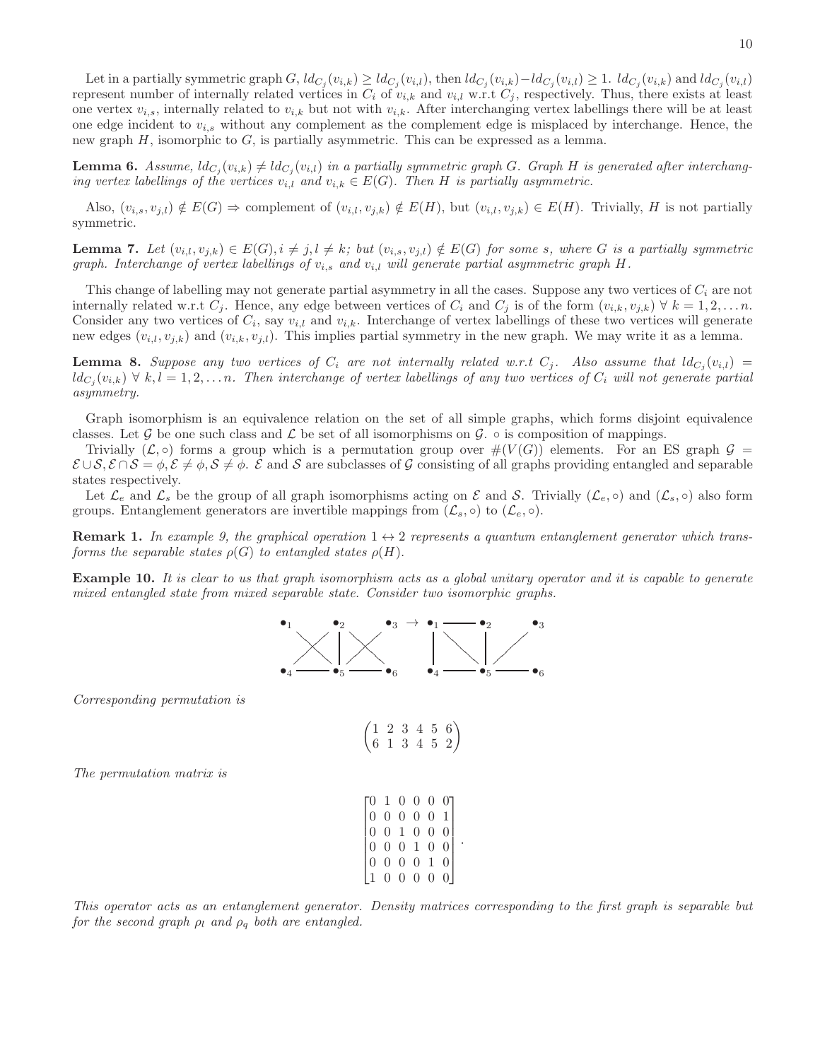Let in a partially symmetric graph $G$, $ld_{C_j}(v_{i,k}) \geq ld_{C_j}(v_{i,l})$, then $ld_{C_j}(v_{i,k}) - ld_{C_j}(v_{i,l}) \geq 1$. $ld_{C_j}(v_{i,k})$ and $ld_{C_j}(v_{i,l})$ represent number of internally related vertices in $C_i$ of $v_{i,k}$ and $v_{i,l}$ w.r.t $C_j$, respectively. Thus, there exists at least one vertex $v_{i,s}$, internally related to $v_{i,k}$ but not with $v_{i,k}$. After interchanging vertex labellings there will be at least one edge incident to $v_{i,s}$ without any complement as the complement edge is misplaced by interchange. Hence, the new graph $H$, isomorphic to $G$, is partially asymmetric. This can be expressed as a lemma.

**Lemma 6.** *Assume, $ld_{C_j}(v_{i,k}) \neq ld_{C_j}(v_{i,l})$ in a partially symmetric graph $G$. Graph $H$ is generated after interchanging vertex labellings of the vertices $v_{i,l}$ and $v_{i,k} \in E(G)$. Then $H$ is partially asymmetric.*

Also, $(v_{i,s}, v_{j,l}) \notin E(G) \Rightarrow$ complement of $(v_{i,l}, v_{j,k}) \notin E(H)$, but $(v_{i,l}, v_{j,k}) \in E(H)$. Trivially, $H$ is not partially symmetric.

**Lemma 7.** *Let $(v_{i,l}, v_{j,k}) \in E(G), i \neq j, l \neq k$; but $(v_{i,s}, v_{j,l}) \notin E(G)$ for some $s$, where $G$ is a partially symmetric graph. Interchange of vertex labellings of $v_{i,s}$ and $v_{i,l}$ will generate partial asymmetric graph $H$.*

This change of labelling may not generate partial asymmetry in all the cases. Suppose any two vertices of $C_i$ are not internally related w.r.t $C_j$. Hence, any edge between vertices of $C_i$ and $C_j$ is of the form $(v_{i,k}, v_{j,k}) \; \forall \; k = 1, 2, \ldots n$. Consider any two vertices of $C_i$, say $v_{i,l}$ and $v_{i,k}$. Interchange of vertex labellings of these two vertices will generate new edges $(v_{i,l}, v_{j,k})$ and $(v_{i,k}, v_{j,l})$. This implies partial symmetry in the new graph. We may write it as a lemma.

**Lemma 8.** *Suppose any two vertices of $C_i$ are not internally related w.r.t $C_j$. Also assume that $ld_{C_j}(v_{i,l}) = ld_{C_j}(v_{i,k}) \; \forall \; k, l = 1, 2, \ldots n$. Then interchange of vertex labellings of any two vertices of $C_i$ will not generate partial asymmetry.*

Graph isomorphism is an equivalence relation on the set of all simple graphs, which forms disjoint equivalence classes. Let $\mathcal{G}$ be one such class and $\mathcal{L}$ be set of all isomorphisms on $\mathcal{G}$. $\circ$ is composition of mappings.

Trivially $(\mathcal{L}, \circ)$ forms a group which is a permutation group over $\#(V(G))$ elements. For an ES graph $\mathcal{G} = \mathcal{E} \cup \mathcal{S}, \mathcal{E} \cap \mathcal{S} = \phi, \mathcal{E} \neq \phi, \mathcal{S} \neq \phi$. $\mathcal{E}$ and $\mathcal{S}$ are subclasses of $\mathcal{G}$ consisting of all graphs providing entangled and separable states respectively.

Let $\mathcal{L}_e$ and $\mathcal{L}_s$ be the group of all graph isomorphisms acting on $\mathcal{E}$ and $\mathcal{S}$. Trivially $(\mathcal{L}_e, \circ)$ and $(\mathcal{L}_s, \circ)$ also form groups. Entanglement generators are invertible mappings from $(\mathcal{L}_s, \circ)$ to $(\mathcal{L}_e, \circ)$.

**Remark 1.** *In example 9, the graphical operation $1 \leftrightarrow 2$ represents a quantum entanglement generator which transforms the separable states $\rho(G)$ to entangled states $\rho(H)$.*

**Example 10.** *It is clear to us that graph isomorphism acts as a global unitary operator and it is capable to generate mixed entangled state from mixed separable state. Consider two isomorphic graphs.*

*Corresponding permutation is*

$$\begin{pmatrix} 1 & 2 & 3 & 4 & 5 & 6 \\ 6 & 1 & 3 & 4 & 5 & 2 \end{pmatrix}$$

*The permutation matrix is*

$$\begin{bmatrix} 0 & 1 & 0 & 0 & 0 & 0 \\ 0 & 0 & 0 & 0 & 0 & 1 \\ 0 & 0 & 1 & 0 & 0 & 0 \\ 0 & 0 & 0 & 1 & 0 & 0 \\ 0 & 0 & 0 & 0 & 1 & 0 \\ 1 & 0 & 0 & 0 & 0 & 0 \end{bmatrix}.$$

*This operator acts as an entanglement generator. Density matrices corresponding to the first graph is separable but for the second graph $\rho_l$ and $\rho_q$ both are entangled.*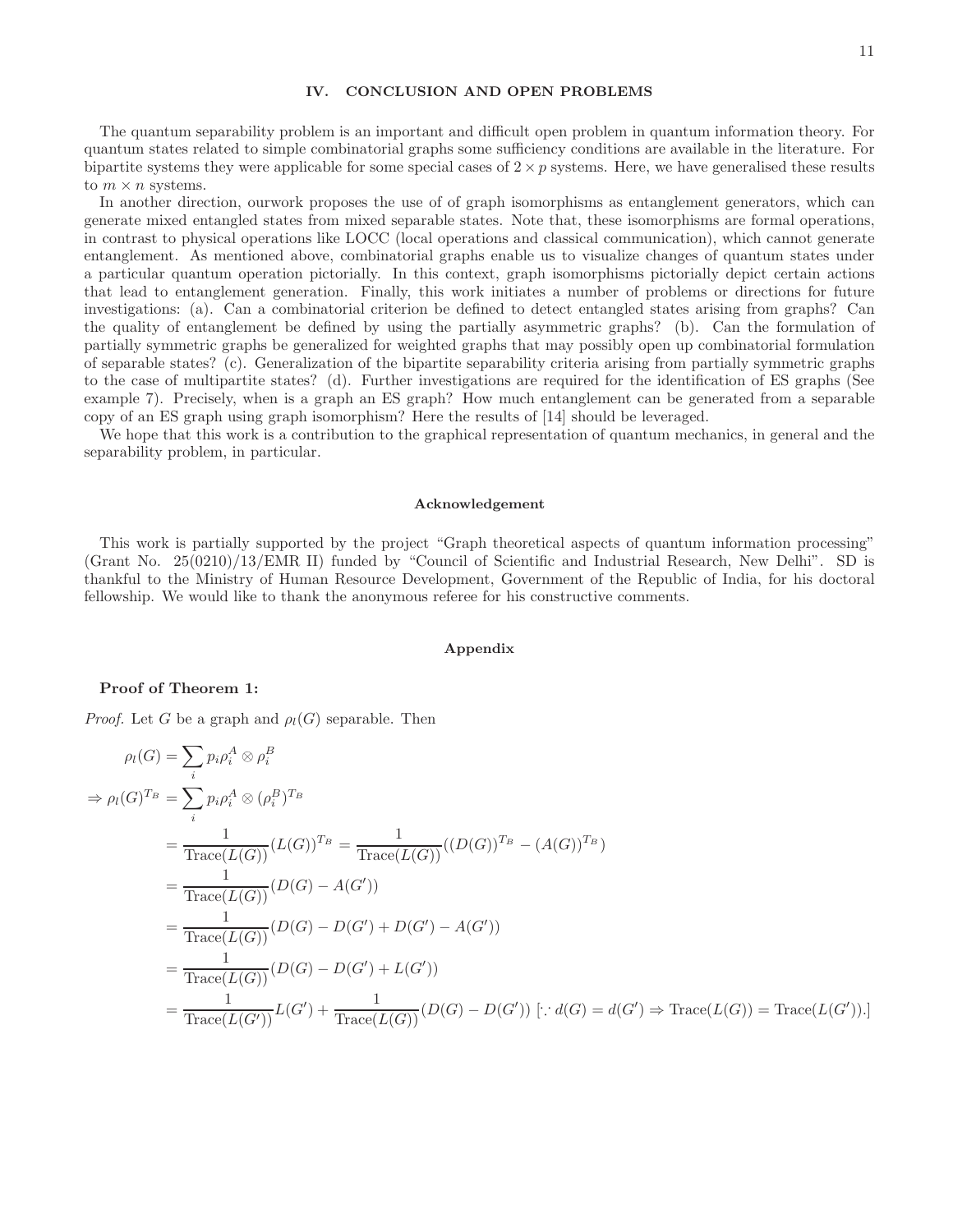## IV. CONCLUSION AND OPEN PROBLEMS

The quantum separability problem is an important and difficult open problem in quantum information theory. For quantum states related to simple combinatorial graphs some sufficiency conditions are available in the literature. For bipartite systems they were applicable for some special cases of $2 \times p$ systems. Here, we have generalised these results to $m \times n$ systems.

In another direction, ourwork proposes the use of of graph isomorphisms as entanglement generators, which can generate mixed entangled states from mixed separable states. Note that, these isomorphisms are formal operations, in contrast to physical operations like LOCC (local operations and classical communication), which cannot generate entanglement. As mentioned above, combinatorial graphs enable us to visualize changes of quantum states under a particular quantum operation pictorially. In this context, graph isomorphisms pictorially depict certain actions that lead to entanglement generation. Finally, this work initiates a number of problems or directions for future investigations: (a). Can a combinatorial criterion be defined to detect entangled states arising from graphs? Can the quality of entanglement be defined by using the partially asymmetric graphs? (b). Can the formulation of partially symmetric graphs be generalized for weighted graphs that may possibly open up combinatorial formulation of separable states? (c). Generalization of the bipartite separability criteria arising from partially symmetric graphs to the case of multipartite states? (d). Further investigations are required for the identification of ES graphs (See example 7). Precisely, when is a graph an ES graph? How much entanglement can be generated from a separable copy of an ES graph using graph isomorphism? Here the results of [14] should be leveraged.

We hope that this work is a contribution to the graphical representation of quantum mechanics, in general and the separability problem, in particular.

### Acknowledgement

This work is partially supported by the project "Graph theoretical aspects of quantum information processing" (Grant No. 25(0210)/13/EMR II) funded by "Council of Scientific and Industrial Research, New Delhi". SD is thankful to the Ministry of Human Resource Development, Government of the Republic of India, for his doctoral fellowship. We would like to thank the anonymous referee for his constructive comments.

### Appendix

**Proof of Theorem 1:**

*Proof.* Let $G$ be a graph and $\rho_l(G)$ separable. Then

$$
\begin{aligned}
\rho_l(G) &= \sum_i p_i \rho_i^A \otimes \rho_i^B \\
\Rightarrow \rho_l(G)^{T_B} &= \sum_i p_i \rho_i^A \otimes (\rho_i^B)^{T_B} \\
&= \frac{1}{\text{Trace}(L(G))}(L(G))^{T_B} = \frac{1}{\text{Trace}(L(G))}((D(G))^{T_B} - (A(G))^{T_B}) \\
&= \frac{1}{\text{Trace}(L(G))}(D(G) - A(G')) \\
&= \frac{1}{\text{Trace}(L(G))}(D(G) - D(G') + D(G') - A(G')) \\
&= \frac{1}{\text{Trace}(L(G))}(D(G) - D(G') + L(G')) \\
&= \frac{1}{\text{Trace}(L(G'))}L(G') + \frac{1}{\text{Trace}(L(G))}(D(G) - D(G')) \; [\because d(G) = d(G') \Rightarrow \text{Trace}(L(G)) = \text{Trace}(L(G')).]
\end{aligned}
$$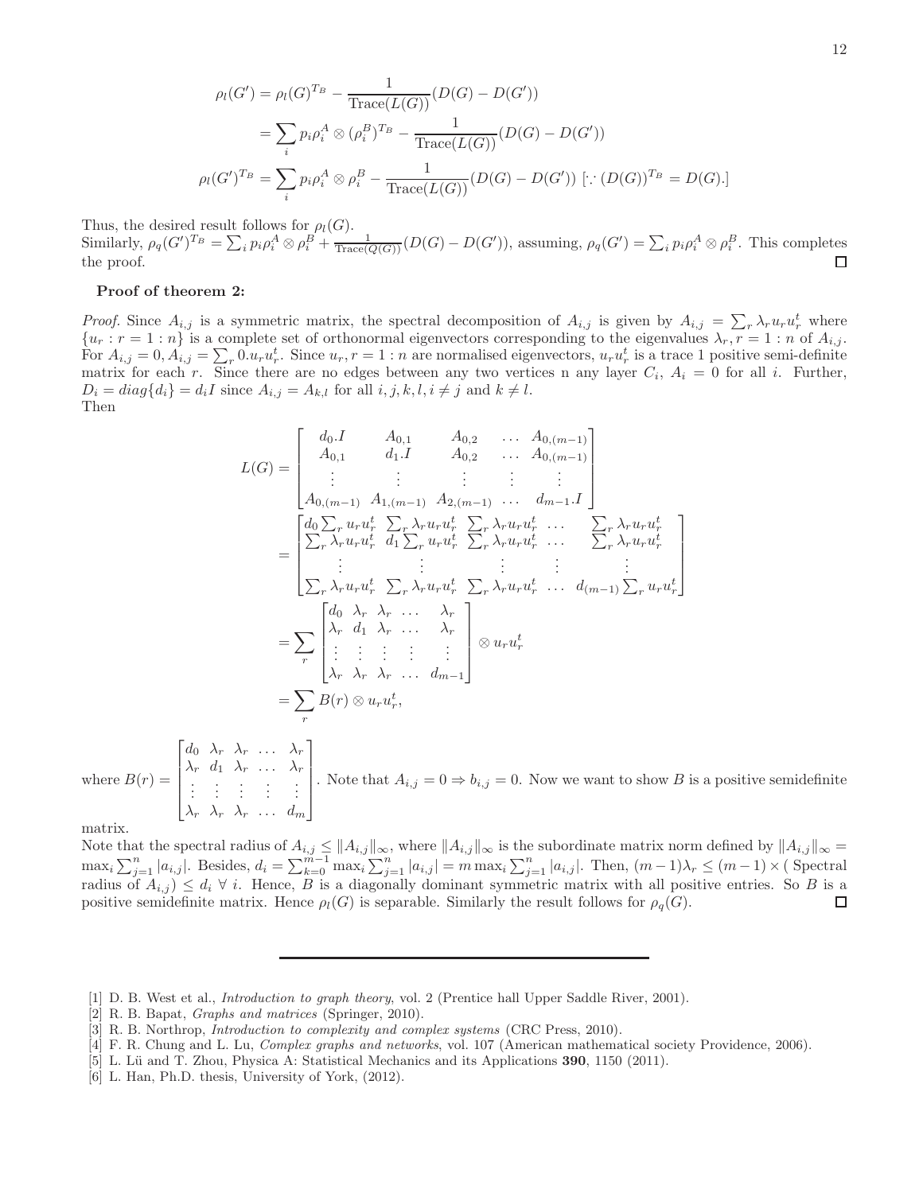$$\rho_l(G') = \rho_l(G)^{T_B} - \frac{1}{\text{Trace}(L(G))}(D(G) - D(G'))$$
$$= \sum_i p_i \rho_i^A \otimes (\rho_i^B)^{T_B} - \frac{1}{\text{Trace}(L(G))}(D(G) - D(G'))$$
$$\rho_l(G')^{T_B} = \sum_i p_i \rho_i^A \otimes \rho_i^B - \frac{1}{\text{Trace}(L(G))}(D(G) - D(G')) \; [\because (D(G))^{T_B} = D(G).]$$

Thus, the desired result follows for $\rho_l(G)$.
Similarly, $\rho_q(G')^{T_B} = \sum_i p_i \rho_i^A \otimes \rho_i^B + \frac{1}{\text{Trace}(Q(G))}(D(G) - D(G'))$, assuming, $\rho_q(G') = \sum_i p_i \rho_i^A \otimes \rho_i^B$. This completes the proof. ◻

**Proof of theorem 2:**

*Proof.* Since $A_{i,j}$ is a symmetric matrix, the spectral decomposition of $A_{i,j}$ is given by $A_{i,j} = \sum_r \lambda_r u_r u_r^t$ where $\{u_r : r = 1 : n\}$ is a complete set of orthonormal eigenvectors corresponding to the eigenvalues $\lambda_r, r = 1 : n$ of $A_{i,j}$. For $A_{i,j} = 0, A_{i,j} = \sum_r 0.u_r u_r^t$. Since $u_r, r = 1 : n$ are normalised eigenvectors, $u_r u_r^t$ is a trace 1 positive semi-definite matrix for each $r$. Since there are no edges between any two vertices n any layer $C_i$, $A_i = 0$ for all $i$. Further, $D_i = diag\{d_i\} = d_i I$ since $A_{i,j} = A_{k,l}$ for all $i, j, k, l, i \neq j$ and $k \neq l$.
Then

$$L(G) = \begin{bmatrix} d_0.I & A_{0,1} & A_{0,2} & \dots & A_{0,(m-1)} \\ A_{0,1} & d_1.I & A_{0,2} & \dots & A_{0,(m-1)} \\ \vdots & \vdots & \vdots & \vdots & \vdots \\ A_{0,(m-1)} & A_{1,(m-1)} & A_{2,(m-1)} & \dots & d_{m-1}.I \end{bmatrix}$$
$$= \begin{bmatrix} d_0 \sum_r u_r u_r^t & \sum_r \lambda_r u_r u_r^t & \sum_r \lambda_r u_r u_r^t & \dots & \sum_r \lambda_r u_r u_r^t \\ \sum_r \lambda_r u_r u_r^t & d_1 \sum_r u_r u_r^t & \sum_r \lambda_r u_r u_r^t & \dots & \sum_r \lambda_r u_r u_r^t \\ \vdots & \vdots & \vdots & \vdots & \vdots \\ \sum_r \lambda_r u_r u_r^t & \sum_r \lambda_r u_r u_r^t & \sum_r \lambda_r u_r u_r^t & \dots & d_{(m-1)} \sum_r u_r u_r^t \end{bmatrix}$$
$$= \sum_r \begin{bmatrix} d_0 & \lambda_r & \lambda_r & \dots & \lambda_r \\ \lambda_r & d_1 & \lambda_r & \dots & \lambda_r \\ \vdots & \vdots & \vdots & \vdots & \vdots \\ \lambda_r & \lambda_r & \lambda_r & \dots & d_{m-1} \end{bmatrix} \otimes u_r u_r^t$$
$$= \sum_r B(r) \otimes u_r u_r^t,$$

where $B(r) = \begin{bmatrix} d_0 & \lambda_r & \lambda_r & \dots & \lambda_r \\ \lambda_r & d_1 & \lambda_r & \dots & \lambda_r \\ \vdots & \vdots & \vdots & \vdots & \vdots \\ \lambda_r & \lambda_r & \lambda_r & \dots & d_m \end{bmatrix}$. Note that $A_{i,j} = 0 \Rightarrow b_{i,j} = 0$. Now we want to show $B$ is a positive semidefinite matrix.

Note that the spectral radius of $A_{i,j} \leq \|A_{i,j}\|_\infty$, where $\|A_{i,j}\|_\infty$ is the subordinate matrix norm defined by $\|A_{i,j}\|_\infty = \max_i \sum_{j=1}^n |a_{i,j}|$. Besides, $d_i = \sum_{k=0}^{m-1} \max_i \sum_{j=1}^n |a_{i,j}| = m \max_i \sum_{j=1}^n |a_{i,j}|$. Then, $(m-1)\lambda_r \leq (m-1) \times$ ( Spectral radius of $A_{i,j}$) $\leq d_i \; \forall \; i$. Hence, $B$ is a diagonally dominant symmetric matrix with all positive entries. So $B$ is a positive semidefinite matrix. Hence $\rho_l(G)$ is separable. Similarly the result follows for $\rho_q(G)$. ◻

---

[1] D. B. West et al., *Introduction to graph theory*, vol. 2 (Prentice hall Upper Saddle River, 2001).
[2] R. B. Bapat, *Graphs and matrices* (Springer, 2010).
[3] R. B. Northrop, *Introduction to complexity and complex systems* (CRC Press, 2010).
[4] F. R. Chung and L. Lu, *Complex graphs and networks*, vol. 107 (American mathematical society Providence, 2006).
[5] L. Lü and T. Zhou, Physica A: Statistical Mechanics and its Applications **390**, 1150 (2011).
[6] L. Han, Ph.D. thesis, University of York, (2012).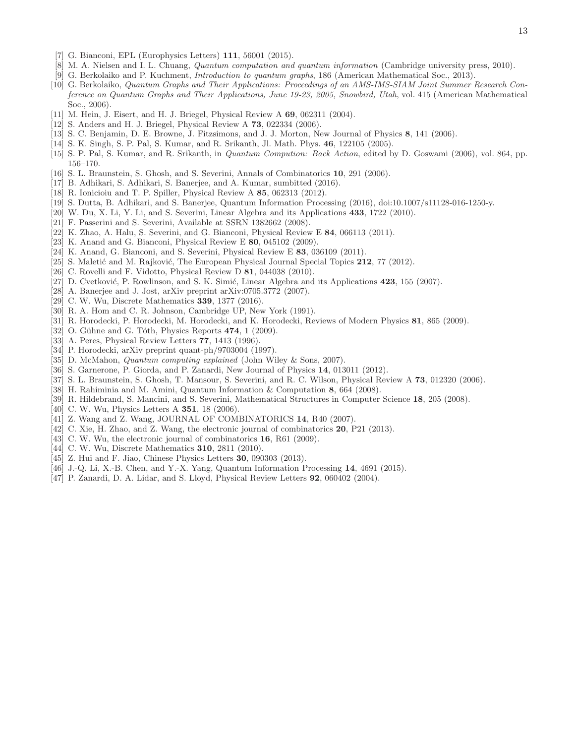[7] G. Bianconi, EPL (Europhysics Letters) **111**, 56001 (2015).

[8] M. A. Nielsen and I. L. Chuang, *Quantum computation and quantum information* (Cambridge university press, 2010).

[9] G. Berkolaiko and P. Kuchment, *Introduction to quantum graphs*, 186 (American Mathematical Soc., 2013).

[10] G. Berkolaiko, *Quantum Graphs and Their Applications: Proceedings of an AMS-IMS-SIAM Joint Summer Research Conference on Quantum Graphs and Their Applications, June 19-23, 2005, Snowbird, Utah*, vol. 415 (American Mathematical Soc., 2006).

[11] M. Hein, J. Eisert, and H. J. Briegel, Physical Review A **69**, 062311 (2004).

[12] S. Anders and H. J. Briegel, Physical Review A **73**, 022334 (2006).

[13] S. C. Benjamin, D. E. Browne, J. Fitzsimons, and J. J. Morton, New Journal of Physics **8**, 141 (2006).

[14] S. K. Singh, S. P. Pal, S. Kumar, and R. Srikanth, Jl. Math. Phys. **46**, 122105 (2005).

[15] S. P. Pal, S. Kumar, and R. Srikanth, in *Quantum Compution: Back Action*, edited by D. Goswami (2006), vol. 864, pp. 156–170.

[16] S. L. Braunstein, S. Ghosh, and S. Severini, Annals of Combinatorics **10**, 291 (2006).

[17] B. Adhikari, S. Adhikari, S. Banerjee, and A. Kumar, sumbitted (2016).

[18] R. Ionicioiu and T. P. Spiller, Physical Review A **85**, 062313 (2012).

[19] S. Dutta, B. Adhikari, and S. Banerjee, Quantum Information Processing (2016), doi:10.1007/s11128-016-1250-y.

[20] W. Du, X. Li, Y. Li, and S. Severini, Linear Algebra and its Applications **433**, 1722 (2010).

[21] F. Passerini and S. Severini, Available at SSRN 1382662 (2008).

[22] K. Zhao, A. Halu, S. Severini, and G. Bianconi, Physical Review E **84**, 066113 (2011).

[23] K. Anand and G. Bianconi, Physical Review E **80**, 045102 (2009).

[24] K. Anand, G. Bianconi, and S. Severini, Physical Review E **83**, 036109 (2011).

[25] S. Maletić and M. Rajković, The European Physical Journal Special Topics **212**, 77 (2012).

[26] C. Rovelli and F. Vidotto, Physical Review D **81**, 044038 (2010).

[27] D. Cvetković, P. Rowlinson, and S. K. Simić, Linear Algebra and its Applications **423**, 155 (2007).

[28] A. Banerjee and J. Jost, arXiv preprint arXiv:0705.3772 (2007).

[29] C. W. Wu, Discrete Mathematics **339**, 1377 (2016).

[30] R. A. Hom and C. R. Johnson, Cambridge UP, New York (1991).

[31] R. Horodecki, P. Horodecki, M. Horodecki, and K. Horodecki, Reviews of Modern Physics **81**, 865 (2009).

[32] O. Gühne and G. Tóth, Physics Reports **474**, 1 (2009).

[33] A. Peres, Physical Review Letters **77**, 1413 (1996).

[34] P. Horodecki, arXiv preprint quant-ph/9703004 (1997).

[35] D. McMahon, *Quantum computing explained* (John Wiley & Sons, 2007).

[36] S. Garnerone, P. Giorda, and P. Zanardi, New Journal of Physics **14**, 013011 (2012).

[37] S. L. Braunstein, S. Ghosh, T. Mansour, S. Severini, and R. C. Wilson, Physical Review A **73**, 012320 (2006).

[38] H. Rahiminia and M. Amini, Quantum Information & Computation **8**, 664 (2008).

[39] R. Hildebrand, S. Mancini, and S. Severini, Mathematical Structures in Computer Science **18**, 205 (2008).

[40] C. W. Wu, Physics Letters A **351**, 18 (2006).

[41] Z. Wang and Z. Wang, JOURNAL OF COMBINATORICS **14**, R40 (2007).

[42] C. Xie, H. Zhao, and Z. Wang, the electronic journal of combinatorics **20**, P21 (2013).

[43] C. W. Wu, the electronic journal of combinatorics **16**, R61 (2009).

[44] C. W. Wu, Discrete Mathematics **310**, 2811 (2010).

[45] Z. Hui and F. Jiao, Chinese Physics Letters **30**, 090303 (2013).

[46] J.-Q. Li, X.-B. Chen, and Y.-X. Yang, Quantum Information Processing **14**, 4691 (2015).

[47] P. Zanardi, D. A. Lidar, and S. Lloyd, Physical Review Letters **92**, 060402 (2004).